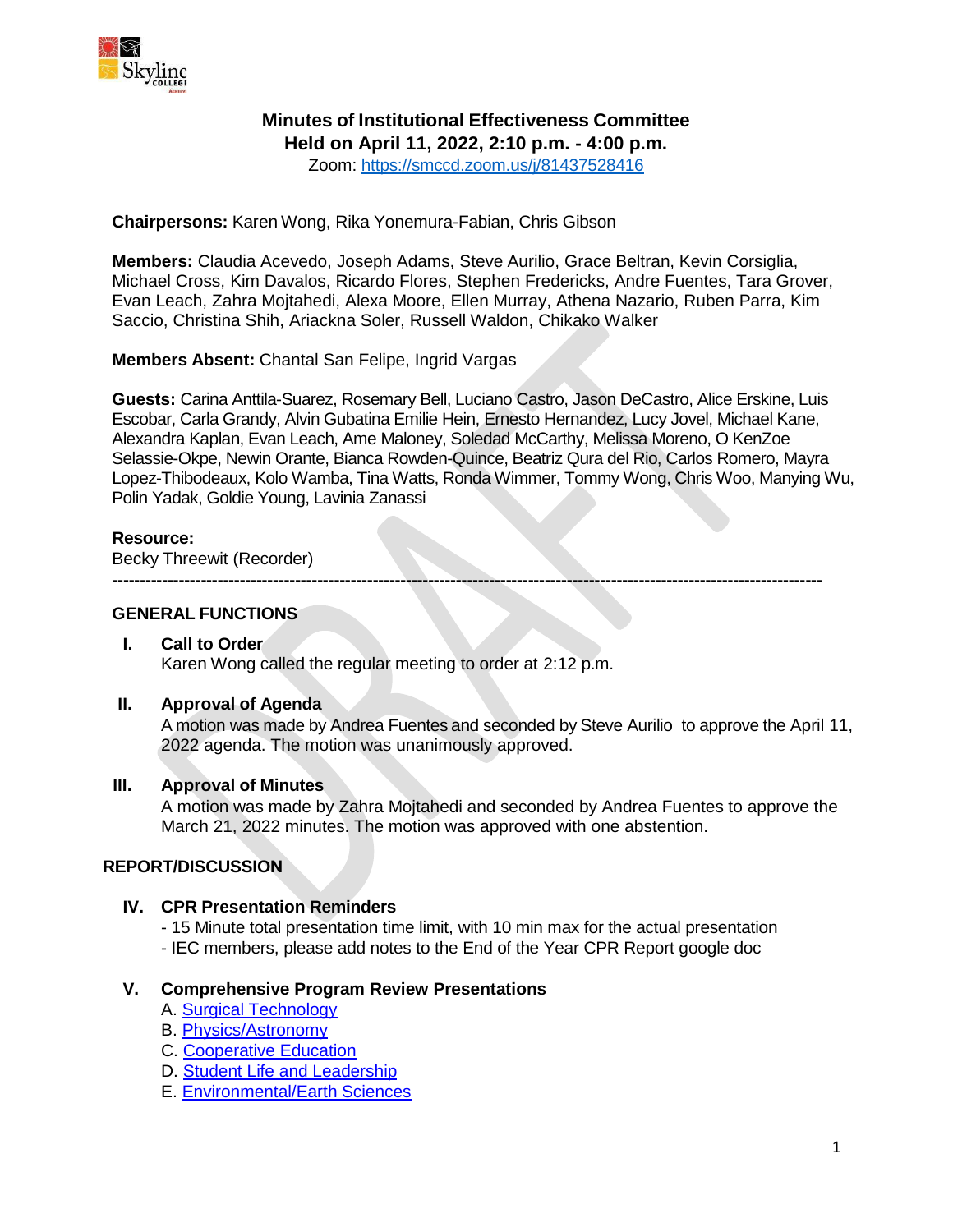# Minutes of Institutional Effectiveness Committee
## Held on April 11, 2022, 2:10 p.m. - 4:00 p.m.

Zoom: [https://smccd.zoom.us/j/81437528416](https://smccd.zoom.us/j/81437528416)

**Chairpersons:** Karen Wong, Rika Yonemura-Fabian, Chris Gibson

**Members:** Claudia Acevedo, Joseph Adams, Steve Aurilio, Grace Beltran, Kevin Corsiglia, Michael Cross, Kim Davalos, Ricardo Flores, Stephen Fredericks, Andre Fuentes, Tara Grover, Evan Leach, Zahra Mojtahedi, Alexa Moore, Ellen Murray, Athena Nazario, Ruben Parra, Kim Saccio, Christina Shih, Ariackna Soler, Russell Waldon, Chikako Walker

**Members Absent:** Chantal San Felipe, Ingrid Vargas

**Guests:** Carina Anttila-Suarez, Rosemary Bell, Luciano Castro, Jason DeCastro, Alice Erskine, Luis Escobar, Carla Grandy, Alvin Gubatina Emilie Hein, Ernesto Hernandez, Lucy Jovel, Michael Kane, Alexandra Kaplan, Evan Leach, Ame Maloney, Soledad McCarthy, Melissa Moreno, O KenZoe Selassie-Okpe, Newin Orante, Bianca Rowden-Quince, Beatriz Qura del Rio, Carlos Romero, Mayra Lopez-Thibodeaux, Kolo Wamba, Tina Watts, Ronda Wimmer, Tommy Wong, Chris Woo, Manying Wu, Polin Yadak, Goldie Young, Lavinia Zanassi

**Resource:**
Becky Threewit (Recorder)

---

## GENERAL FUNCTIONS

### I. Call to Order
Karen Wong called the regular meeting to order at 2:12 p.m.

### II. Approval of Agenda
A motion was made by Andrea Fuentes and seconded by Steve Aurilio to approve the April 11, 2022 agenda. The motion was unanimously approved.

### III. Approval of Minutes
A motion was made by Zahra Mojtahedi and seconded by Andrea Fuentes to approve the March 21, 2022 minutes. The motion was approved with one abstention.

## REPORT/DISCUSSION

### IV. CPR Presentation Reminders
- 15 Minute total presentation time limit, with 10 min max for the actual presentation
- IEC members, please add notes to the End of the Year CPR Report google doc

### V. Comprehensive Program Review Presentations
A. Surgical Technology
B. Physics/Astronomy
C. Cooperative Education
D. Student Life and Leadership
E. Environmental/Earth Sciences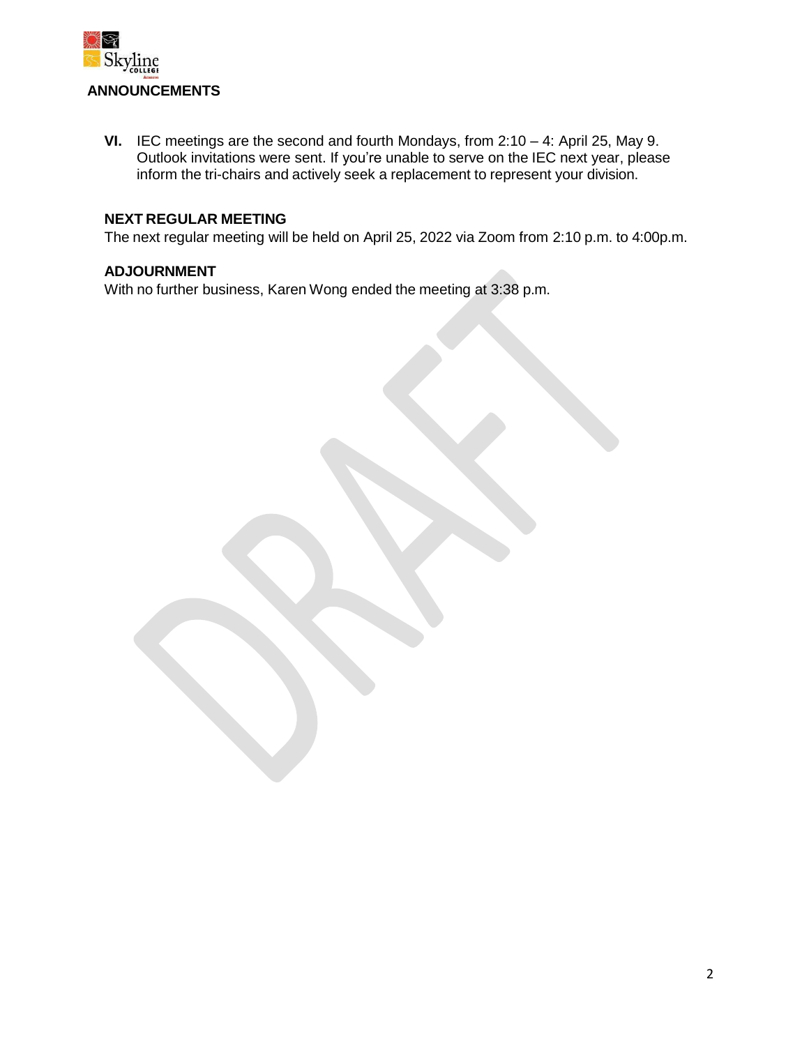## ANNOUNCEMENTS

**VI.** IEC meetings are the second and fourth Mondays, from 2:10 – 4: April 25, May 9. Outlook invitations were sent. If you're unable to serve on the IEC next year, please inform the tri-chairs and actively seek a replacement to represent your division.

### NEXT REGULAR MEETING

The next regular meeting will be held on April 25, 2022 via Zoom from 2:10 p.m. to 4:00p.m.

### ADJOURNMENT

With no further business, Karen Wong ended the meeting at 3:38 p.m.